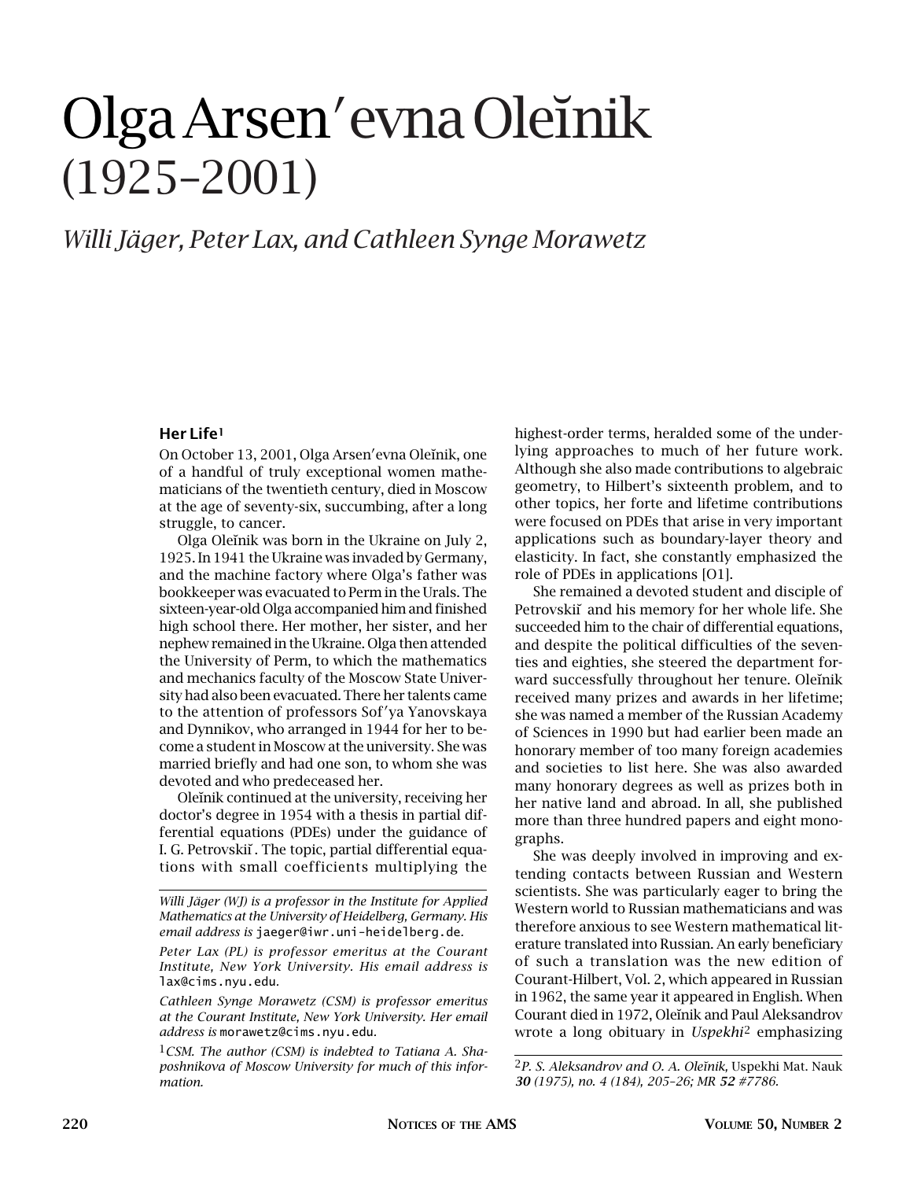# Olga Arsen′evna Oleĭnik (1925–2001)

*Willi Jäger, Peter Lax, and Cathleen Synge Morawetz*

### Her Life[1]

On October 13, 2001, Olga Arsen′evna Oleĭnik, one of a handful of truly exceptional women mathematicians of the twentieth century, died in Moscow at the age of seventy-six, succumbing, after a long struggle, to cancer.

Olga Oleĭnik was born in the Ukraine on July 2, 1925. In 1941 the Ukraine was invaded by Germany, and the machine factory where Olga's father was bookkeeper was evacuated to Perm in the Urals. The sixteen-year-old Olga accompanied him and finished high school there. Her mother, her sister, and her nephew remained in the Ukraine. Olga then attended the University of Perm, to which the mathematics and mechanics faculty of the Moscow State University had also been evacuated. There her talents came to the attention of professors Sof′ya Yanovskaya and Dynnikov, who arranged in 1944 for her to become a student in Moscow at the university. She was married briefly and had one son, to whom she was devoted and who predeceased her.

Oleĭnik continued at the university, receiving her doctor's degree in 1954 with a thesis in partial differential equations (PDEs) under the guidance of I. G. Petrovskiĭ. The topic, partial differential equations with small coefficients multiplying the highest-order terms, heralded some of the underlying approaches to much of her future work. Although she also made contributions to algebraic geometry, to Hilbert's sixteenth problem, and to other topics, her forte and lifetime contributions were focused on PDEs that arise in very important applications such as boundary-layer theory and elasticity. In fact, she constantly emphasized the role of PDEs in applications [O1].

She remained a devoted student and disciple of Petrovskiĭ and his memory for her whole life. She succeeded him to the chair of differential equations, and despite the political difficulties of the seventies and eighties, she steered the department forward successfully throughout her tenure. Oleĭnik received many prizes and awards in her lifetime; she was named a member of the Russian Academy of Sciences in 1990 but had earlier been made an honorary member of too many foreign academies and societies to list here. She was also awarded many honorary degrees as well as prizes both in her native land and abroad. In all, she published more than three hundred papers and eight monographs.

She was deeply involved in improving and extending contacts between Russian and Western scientists. She was particularly eager to bring the Western world to Russian mathematicians and was therefore anxious to see Western mathematical literature translated into Russian. An early beneficiary of such a translation was the new edition of Courant-Hilbert, Vol. 2, which appeared in Russian in 1962, the same year it appeared in English. When Courant died in 1972, Oleĭnik and Paul Aleksandrov wrote a long obituary in *Uspekhi*[2] emphasizing

---

*Willi Jäger (WJ) is a professor in the Institute for Applied Mathematics at the University of Heidelberg, Germany. His email address is* jaeger@iwr.uni-heidelberg.de.

*Peter Lax (PL) is professor emeritus at the Courant Institute, New York University. His email address is* lax@cims.nyu.edu.

*Cathleen Synge Morawetz (CSM) is professor emeritus at the Courant Institute, New York University. Her email address is* morawetz@cims.nyu.edu.

[1] *CSM. The author (CSM) is indebted to Tatiana A. Shaposhnikova of Moscow University for much of this information.*

[2] *P. S. Aleksandrov and O. A. Oleĭnik,* Uspekhi Mat. Nauk ***30*** *(1975), no. 4 (184), 205–26; MR* ***52*** *#7786.*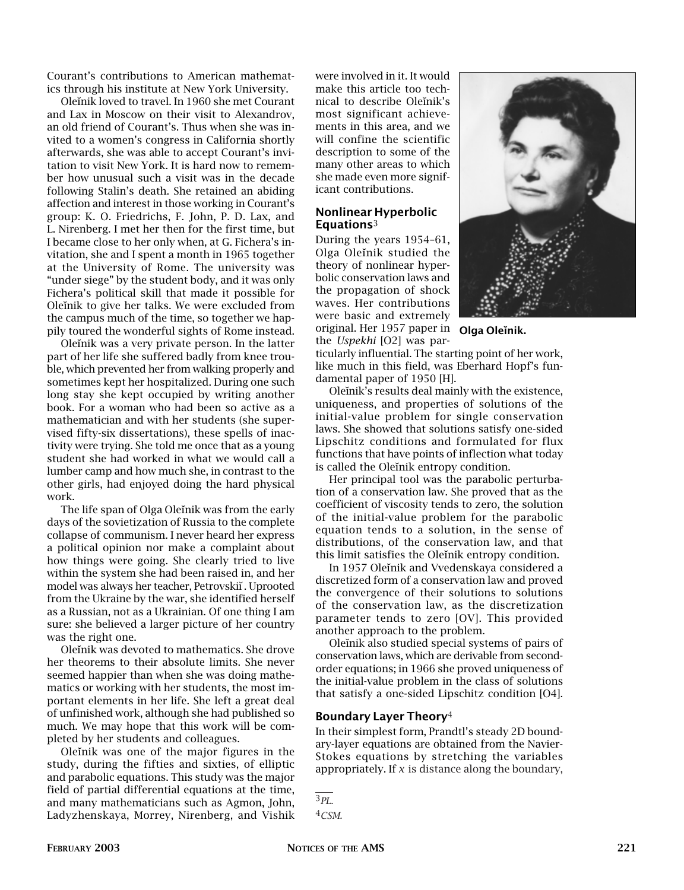Courant's contributions to American mathematics through his institute at New York University.

Oleĭnik loved to travel. In 1960 she met Courant and Lax in Moscow on their visit to Alexandrov, an old friend of Courant's. Thus when she was invited to a women's congress in California shortly afterwards, she was able to accept Courant's invitation to visit New York. It is hard now to remember how unusual such a visit was in the decade following Stalin's death. She retained an abiding affection and interest in those working in Courant's group: K. O. Friedrichs, F. John, P. D. Lax, and L. Nirenberg. I met her then for the first time, but I became close to her only when, at G. Fichera's invitation, she and I spent a month in 1965 together at the University of Rome. The university was "under siege" by the student body, and it was only Fichera's political skill that made it possible for Oleĭnik to give her talks. We were excluded from the campus much of the time, so together we happily toured the wonderful sights of Rome instead.

Oleĭnik was a very private person. In the latter part of her life she suffered badly from knee trouble, which prevented her from walking properly and sometimes kept her hospitalized. During one such long stay she kept occupied by writing another book. For a woman who had been so active as a mathematician and with her students (she supervised fifty-six dissertations), these spells of inactivity were trying. She told me once that as a young student she had worked in what we would call a lumber camp and how much she, in contrast to the other girls, had enjoyed doing the hard physical work.

The life span of Olga Oleĭnik was from the early days of the sovietization of Russia to the complete collapse of communism. I never heard her express a political opinion nor make a complaint about how things were going. She clearly tried to live within the system she had been raised in, and her model was always her teacher, Petrovskiĭ. Uprooted from the Ukraine by the war, she identified herself as a Russian, not as a Ukrainian. Of one thing I am sure: she believed a larger picture of her country was the right one.

Oleĭnik was devoted to mathematics. She drove her theorems to their absolute limits. She never seemed happier than when she was doing mathematics or working with her students, the most important elements in her life. She left a great deal of unfinished work, although she had published so much. We may hope that this work will be completed by her students and colleagues.

Oleĭnik was one of the major figures in the study, during the fifties and sixties, of elliptic and parabolic equations. This study was the major field of partial differential equations at the time, and many mathematicians such as Agmon, John, Ladyzhenskaya, Morrey, Nirenberg, and Vishik were involved in it. It would make this article too technical to describe Oleĭnik's most significant achievements in this area, and we will confine the scientific description to some of the many other areas to which she made even more significant contributions.

**Olga Oleĭnik.**

## Nonlinear Hyperbolic Equations[3]

During the years 1954–61, Olga Oleĭnik studied the theory of nonlinear hyperbolic conservation laws and the propagation of shock waves. Her contributions were basic and extremely original. Her 1957 paper in the *Uspekhi* [O2] was particularly influential. The starting point of her work, like much in this field, was Eberhard Hopf's fundamental paper of 1950 [H].

Oleĭnik's results deal mainly with the existence, uniqueness, and properties of solutions of the initial-value problem for single conservation laws. She showed that solutions satisfy one-sided Lipschitz conditions and formulated for flux functions that have points of inflection what today is called the Oleĭnik entropy condition.

Her principal tool was the parabolic perturbation of a conservation law. She proved that as the coefficient of viscosity tends to zero, the solution of the initial-value problem for the parabolic equation tends to a solution, in the sense of distributions, of the conservation law, and that this limit satisfies the Oleĭnik entropy condition.

In 1957 Oleĭnik and Vvedenskaya considered a discretized form of a conservation law and proved the convergence of their solutions to solutions of the conservation law, as the discretization parameter tends to zero [OV]. This provided another approach to the problem.

Oleĭnik also studied special systems of pairs of conservation laws, which are derivable from second-order equations; in 1966 she proved uniqueness of the initial-value problem in the class of solutions that satisfy a one-sided Lipschitz condition [O4].

## Boundary Layer Theory[4]

In their simplest form, Prandtl's steady 2D boundary-layer equations are obtained from the Navier-Stokes equations by stretching the variables appropriately. If $x$ is distance along the boundary,

[3] *PL.*

[4] *CSM.*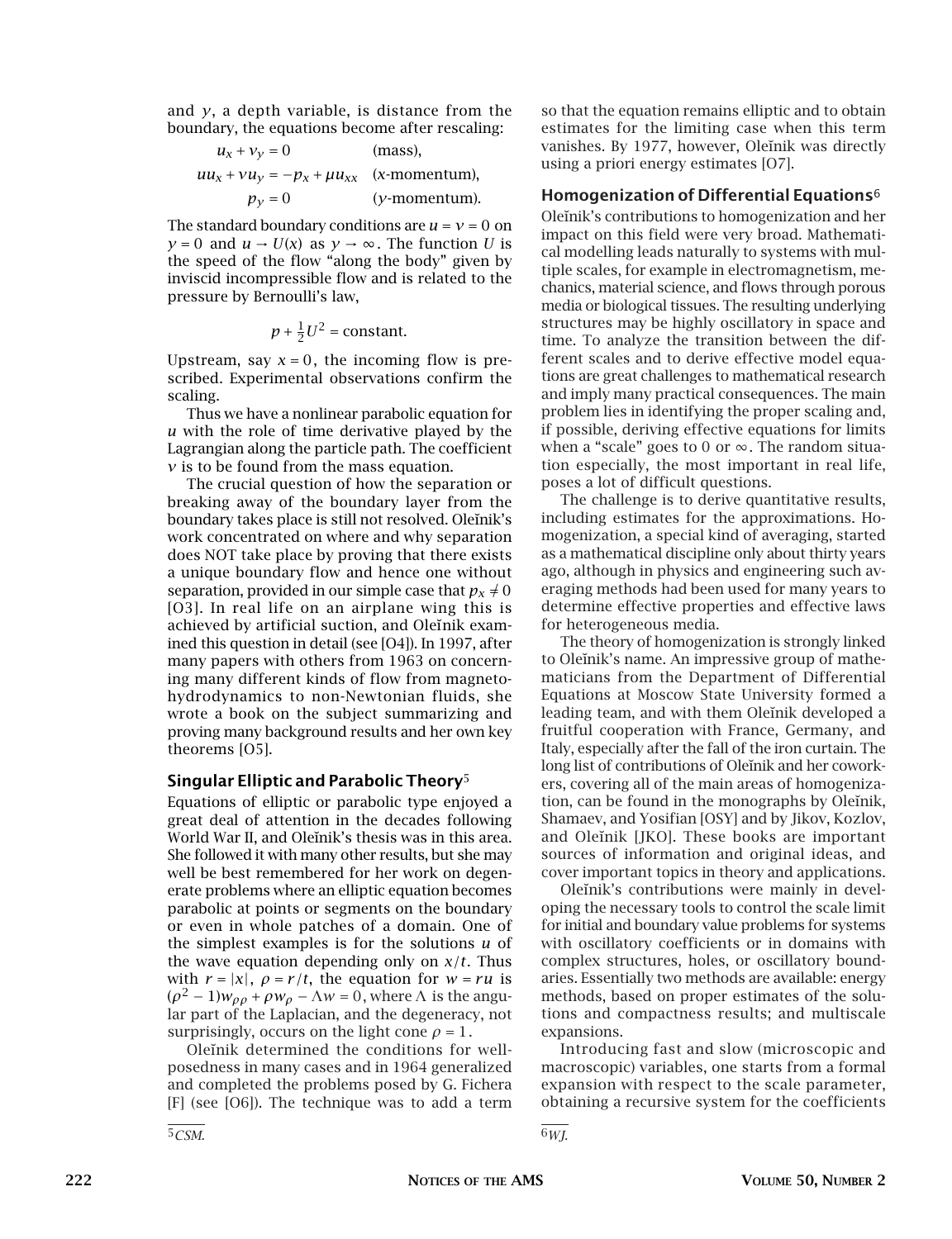and $y$, a depth variable, is distance from the boundary, the equations become after rescaling:

$$u_x + v_y = 0 \quad \text{(mass)},$$
$$uu_x + vu_y = -p_x + \mu u_{xx} \quad (x\text{-momentum}),$$
$$p_y = 0 \quad (y\text{-momentum}).$$

The standard boundary conditions are $u = v = 0$ on $y = 0$ and $u \to U(x)$ as $y \to \infty$. The function $U$ is the speed of the flow "along the body" given by inviscid incompressible flow and is related to the pressure by Bernoulli's law,

$$p + \tfrac{1}{2}U^2 = \text{constant}.$$

Upstream, say $x = 0$, the incoming flow is prescribed. Experimental observations confirm the scaling.

Thus we have a nonlinear parabolic equation for $u$ with the role of time derivative played by the Lagrangian along the particle path. The coefficient $v$ is to be found from the mass equation.

The crucial question of how the separation or breaking away of the boundary layer from the boundary takes place is still not resolved. Oleĭnik's work concentrated on where and why separation does NOT take place by proving that there exists a unique boundary flow and hence one without separation, provided in our simple case that $p_x \neq 0$ [O3]. In real life on an airplane wing this is achieved by artificial suction, and Oleĭnik examined this question in detail (see [O4]). In 1997, after many papers with others from 1963 on concerning many different kinds of flow from magnetohydrodynamics to non-Newtonian fluids, she wrote a book on the subject summarizing and proving many background results and her own key theorems [O5].

## Singular Elliptic and Parabolic Theory[5]

Equations of elliptic or parabolic type enjoyed a great deal of attention in the decades following World War II, and Oleĭnik's thesis was in this area. She followed it with many other results, but she may well be best remembered for her work on degenerate problems where an elliptic equation becomes parabolic at points or segments on the boundary or even in whole patches of a domain. One of the simplest examples is for the solutions $u$ of the wave equation depending only on $x/t$. Thus with $r = |x|$, $\rho = r/t$, the equation for $w = ru$ is $(\rho^2 - 1)w_{\rho\rho} + \rho w_\rho - \Lambda w = 0$, where $\Lambda$ is the angular part of the Laplacian, and the degeneracy, not surprisingly, occurs on the light cone $\rho = 1$.

Oleĭnik determined the conditions for well-posedness in many cases and in 1964 generalized and completed the problems posed by G. Fichera [F] (see [O6]). The technique was to add a term so that the equation remains elliptic and to obtain estimates for the limiting case when this term vanishes. By 1977, however, Oleĭnik was directly using a priori energy estimates [O7].

## Homogenization of Differential Equations[6]

Oleĭnik's contributions to homogenization and her impact on this field were very broad. Mathematical modelling leads naturally to systems with multiple scales, for example in electromagnetism, mechanics, material science, and flows through porous media or biological tissues. The resulting underlying structures may be highly oscillatory in space and time. To analyze the transition between the different scales and to derive effective model equations are great challenges to mathematical research and imply many practical consequences. The main problem lies in identifying the proper scaling and, if possible, deriving effective equations for limits when a "scale" goes to 0 or $\infty$. The random situation especially, the most important in real life, poses a lot of difficult questions.

The challenge is to derive quantitative results, including estimates for the approximations. Homogenization, a special kind of averaging, started as a mathematical discipline only about thirty years ago, although in physics and engineering such averaging methods had been used for many years to determine effective properties and effective laws for heterogeneous media.

The theory of homogenization is strongly linked to Oleĭnik's name. An impressive group of mathematicians from the Department of Differential Equations at Moscow State University formed a leading team, and with them Oleĭnik developed a fruitful cooperation with France, Germany, and Italy, especially after the fall of the iron curtain. The long list of contributions of Oleĭnik and her coworkers, covering all of the main areas of homogenization, can be found in the monographs by Oleĭnik, Shamaev, and Yosifian [OSY] and by Jikov, Kozlov, and Oleĭnik [JKO]. These books are important sources of information and original ideas, and cover important topics in theory and applications.

Oleĭnik's contributions were mainly in developing the necessary tools to control the scale limit for initial and boundary value problems for systems with oscillatory coefficients or in domains with complex structures, holes, or oscillatory boundaries. Essentially two methods are available: energy methods, based on proper estimates of the solutions and compactness results; and multiscale expansions.

Introducing fast and slow (microscopic and macroscopic) variables, one starts from a formal expansion with respect to the scale parameter, obtaining a recursive system for the coefficients

[5] *CSM.*

[6] *WJ.*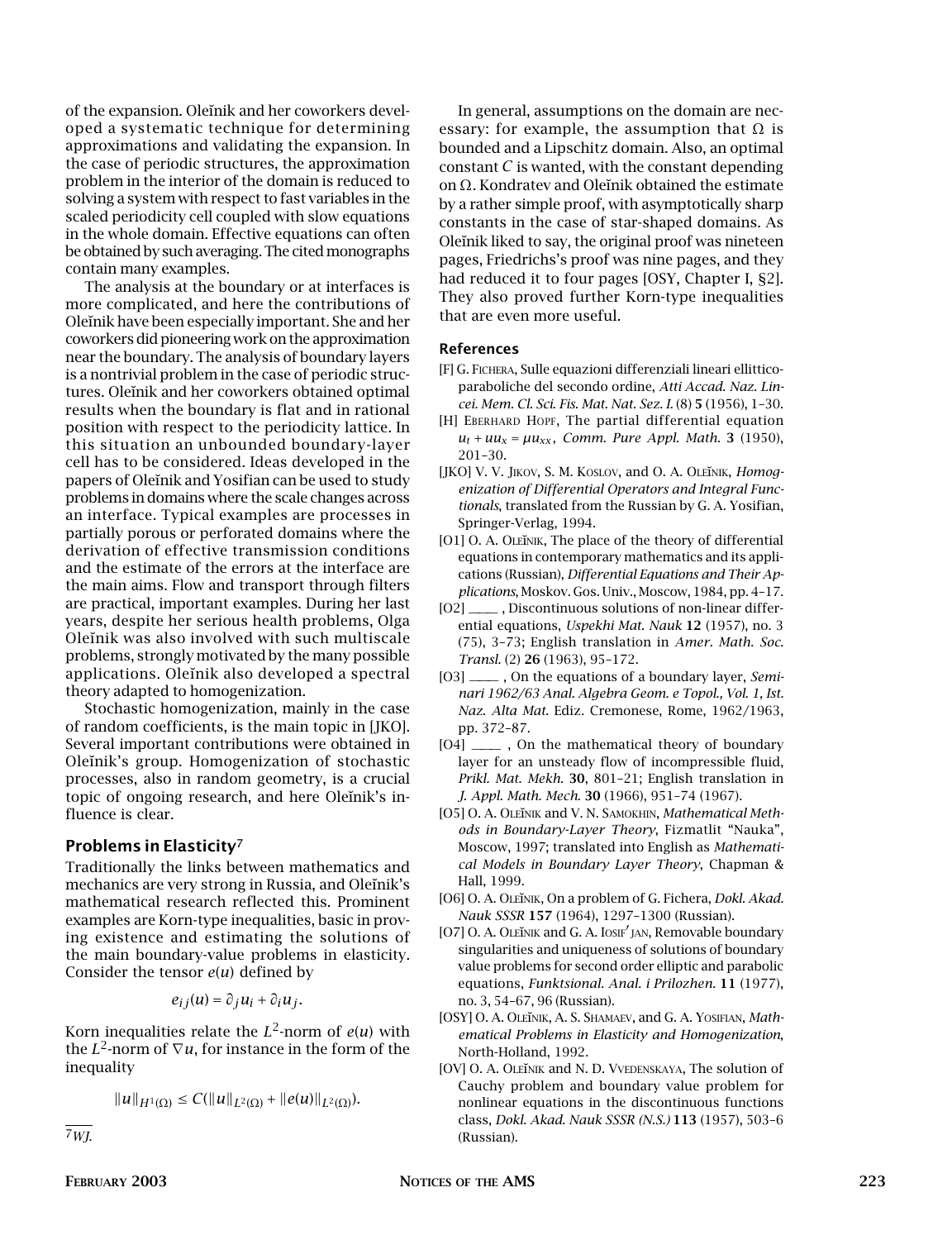of the expansion. Oleĭnik and her coworkers developed a systematic technique for determining approximations and validating the expansion. In the case of periodic structures, the approximation problem in the interior of the domain is reduced to solving a system with respect to fast variables in the scaled periodicity cell coupled with slow equations in the whole domain. Effective equations can often be obtained by such averaging. The cited monographs contain many examples.

The analysis at the boundary or at interfaces is more complicated, and here the contributions of Oleĭnik have been especially important. She and her coworkers did pioneering work on the approximation near the boundary. The analysis of boundary layers is a nontrivial problem in the case of periodic structures. Oleĭnik and her coworkers obtained optimal results when the boundary is flat and in rational position with respect to the periodicity lattice. In this situation an unbounded boundary-layer cell has to be considered. Ideas developed in the papers of Oleĭnik and Yosifian can be used to study problems in domains where the scale changes across an interface. Typical examples are processes in partially porous or perforated domains where the derivation of effective transmission conditions and the estimate of the errors at the interface are the main aims. Flow and transport through filters are practical, important examples. During her last years, despite her serious health problems, Olga Oleĭnik was also involved with such multiscale problems, strongly motivated by the many possible applications. Oleĭnik also developed a spectral theory adapted to homogenization.

Stochastic homogenization, mainly in the case of random coefficients, is the main topic in [JKO]. Several important contributions were obtained in Oleĭnik's group. Homogenization of stochastic processes, also in random geometry, is a crucial topic of ongoing research, and here Oleĭnik's influence is clear.

## Problems in Elasticity[7]

Traditionally the links between mathematics and mechanics are very strong in Russia, and Oleĭnik's mathematical research reflected this. Prominent examples are Korn-type inequalities, basic in proving existence and estimating the solutions of the main boundary-value problems in elasticity. Consider the tensor $e(u)$ defined by

$$e_{ij}(u) = \partial_j u_i + \partial_i u_j.$$

Korn inequalities relate the $L^2$-norm of $e(u)$ with the $L^2$-norm of $\nabla u$, for instance in the form of the inequality

$$\|u\|_{H^1(\Omega)} \le C(\|u\|_{L^2(\Omega)} + \|e(u)\|_{L^2(\Omega)}).$$

In general, assumptions on the domain are necessary: for example, the assumption that $\Omega$ is bounded and a Lipschitz domain. Also, an optimal constant $C$ is wanted, with the constant depending on $\Omega$. Kondratev and Oleĭnik obtained the estimate by a rather simple proof, with asymptotically sharp constants in the case of star-shaped domains. As Oleĭnik liked to say, the original proof was nineteen pages, Friedrichs's proof was nine pages, and they had reduced it to four pages [OSY, Chapter I, §2]. They also proved further Korn-type inequalities that are even more useful.

[7] *WJ.*

### References

[F] G. Fichera, Sulle equazioni differenziali lineari ellittico-paraboliche del secondo ordine, *Atti Accad. Naz. Lincei. Mem. Cl. Sci. Fis. Mat. Nat. Sez. I.* (8) **5** (1956), 1–30.

[H] Eberhard Hopf, The partial differential equation $u_t + uu_x = \mu u_{xx}$, *Comm. Pure Appl. Math.* **3** (1950), 201–30.

[JKO] V. V. Jikov, S. M. Koslov, and O. A. Oleĭnik, *Homogenization of Differential Operators and Integral Functionals*, translated from the Russian by G. A. Yosifian, Springer-Verlag, 1994.

[O1] O. A. Oleĭnik, The place of the theory of differential equations in contemporary mathematics and its applications (Russian), *Differential Equations and Their Applications*, Moskov. Gos. Univ., Moscow, 1984, pp. 4–17.

[O2] ——, Discontinuous solutions of non-linear differential equations, *Uspekhi Mat. Nauk* **12** (1957), no. 3 (75), 3–73; English translation in *Amer. Math. Soc. Transl.* (2) **26** (1963), 95–172.

[O3] ——, On the equations of a boundary layer, *Seminari 1962/63 Anal. Algebra Geom. e Topol., Vol. 1, Ist. Naz. Alta Mat.* Ediz. Cremonese, Rome, 1962/1963, pp. 372–87.

[O4] ——, On the mathematical theory of boundary layer for an unsteady flow of incompressible fluid, *Prikl. Mat. Mekh.* **30**, 801–21; English translation in *J. Appl. Math. Mech.* **30** (1966), 951–74 (1967).

[O5] O. A. Oleĭnik and V. N. Samokhin, *Mathematical Methods in Boundary-Layer Theory*, Fizmatlit "Nauka", Moscow, 1997; translated into English as *Mathematical Models in Boundary Layer Theory*, Chapman & Hall, 1999.

[O6] O. A. Oleĭnik, On a problem of G. Fichera, *Dokl. Akad. Nauk SSSR* **157** (1964), 1297–1300 (Russian).

[O7] O. A. Oleĭnik and G. A. Iosif′jan, Removable boundary singularities and uniqueness of solutions of boundary value problems for second order elliptic and parabolic equations, *Funktsional. Anal. i Prilozhen.* **11** (1977), no. 3, 54–67, 96 (Russian).

[OSY] O. A. Oleĭnik, A. S. Shamaev, and G. A. Yosifian, *Mathematical Problems in Elasticity and Homogenization*, North-Holland, 1992.

[OV] O. A. Oleĭnik and N. D. Vvedenskaya, The solution of Cauchy problem and boundary value problem for nonlinear equations in the discontinuous functions class, *Dokl. Akad. Nauk SSSR (N.S.)* **113** (1957), 503–6 (Russian).